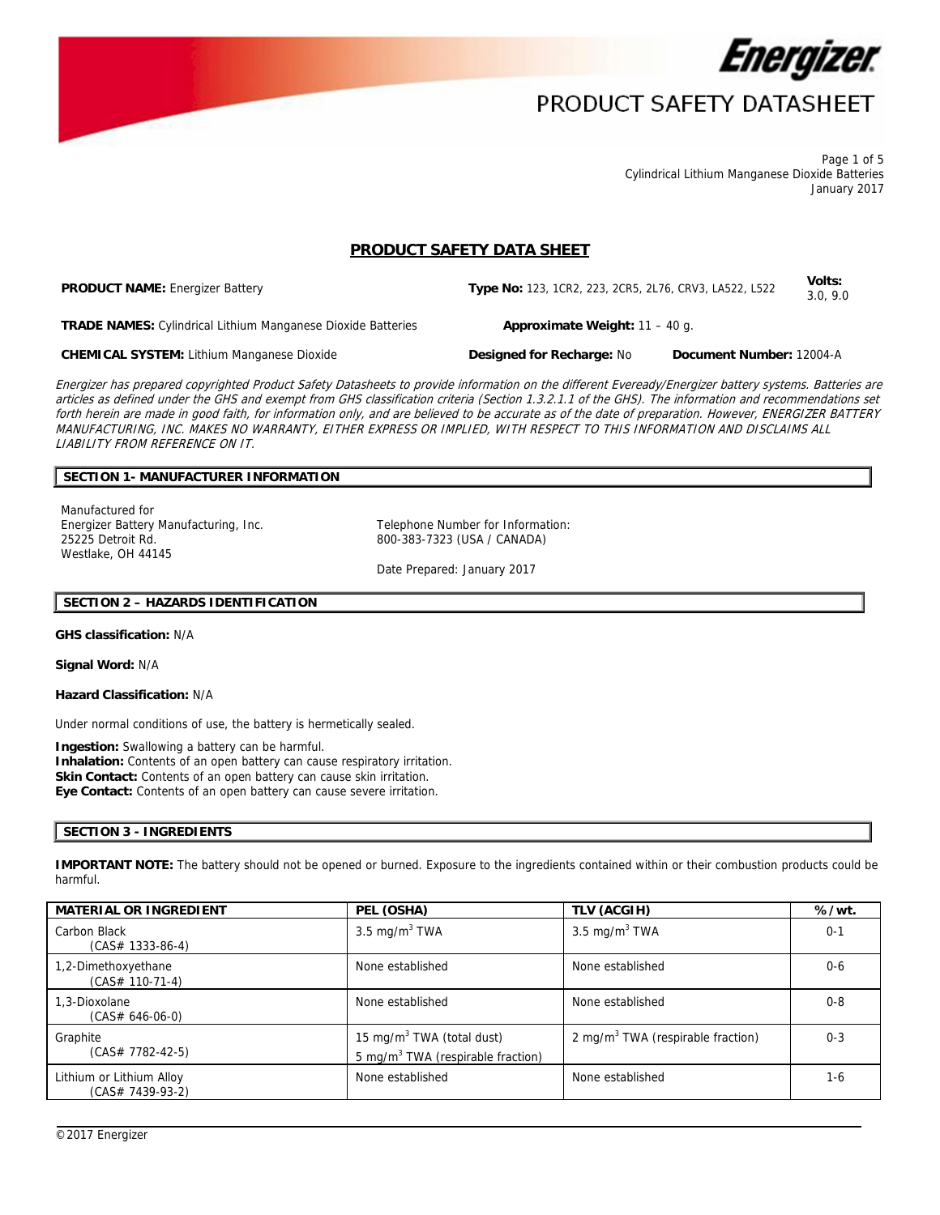Cylindrical Lithium Manganese Dioxide Batteries
January 2017

# PRODUCT SAFETY DATA SHEET

**PRODUCT NAME:** Energizer Battery

**Type No:** 123, 1CR2, 223, 2CR5, 2L76, CRV3, LA522, L522

**Volts:** 3.0, 9.0

**TRADE NAMES:** Cylindrical Lithium Manganese Dioxide Batteries

**Approximate Weight:** 11 – 40 g.

**CHEMICAL SYSTEM:** Lithium Manganese Dioxide

**Designed for Recharge:** No

**Document Number:** 12004-A

*Energizer has prepared copyrighted Product Safety Datasheets to provide information on the different Eveready/Energizer battery systems. Batteries are articles as defined under the GHS and exempt from GHS classification criteria (Section 1.3.2.1.1 of the GHS). The information and recommendations set forth herein are made in good faith, for information only, and are believed to be accurate as of the date of preparation. However, ENERGIZER BATTERY MANUFACTURING, INC. MAKES NO WARRANTY, EITHER EXPRESS OR IMPLIED, WITH RESPECT TO THIS INFORMATION AND DISCLAIMS ALL LIABILITY FROM REFERENCE ON IT.*

## SECTION 1- MANUFACTURER INFORMATION

Manufactured for
Energizer Battery Manufacturing, Inc.
25225 Detroit Rd.
Westlake, OH 44145

Telephone Number for Information:
800-383-7323 (USA / CANADA)

Date Prepared: January 2017

## SECTION 2 – HAZARDS IDENTIFICATION

**GHS classification:** N/A

**Signal Word:** N/A

**Hazard Classification:** N/A

Under normal conditions of use, the battery is hermetically sealed.

**Ingestion:** Swallowing a battery can be harmful.
**Inhalation:** Contents of an open battery can cause respiratory irritation.
**Skin Contact:** Contents of an open battery can cause skin irritation.
**Eye Contact:** Contents of an open battery can cause severe irritation.

## SECTION 3 - INGREDIENTS

**IMPORTANT NOTE:** The battery should not be opened or burned. Exposure to the ingredients contained within or their combustion products could be harmful.

| MATERIAL OR INGREDIENT | PEL (OSHA) | TLV (ACGIH) | % /wt. |
|---|---|---|---|
| Carbon Black (CAS# 1333-86-4) | 3.5 mg/m$^3$ TWA | 3.5 mg/m$^3$ TWA | 0-1 |
| 1,2-Dimethoxyethane (CAS# 110-71-4) | None established | None established | 0-6 |
| 1,3-Dioxolane (CAS# 646-06-0) | None established | None established | 0-8 |
| Graphite (CAS# 7782-42-5) | 15 mg/m$^3$ TWA (total dust)<br>5 mg/m$^3$ TWA (respirable fraction) | 2 mg/m$^3$ TWA (respirable fraction) | 0-3 |
| Lithium or Lithium Alloy (CAS# 7439-93-2) | None established | None established | 1-6 |

©2017 Energizer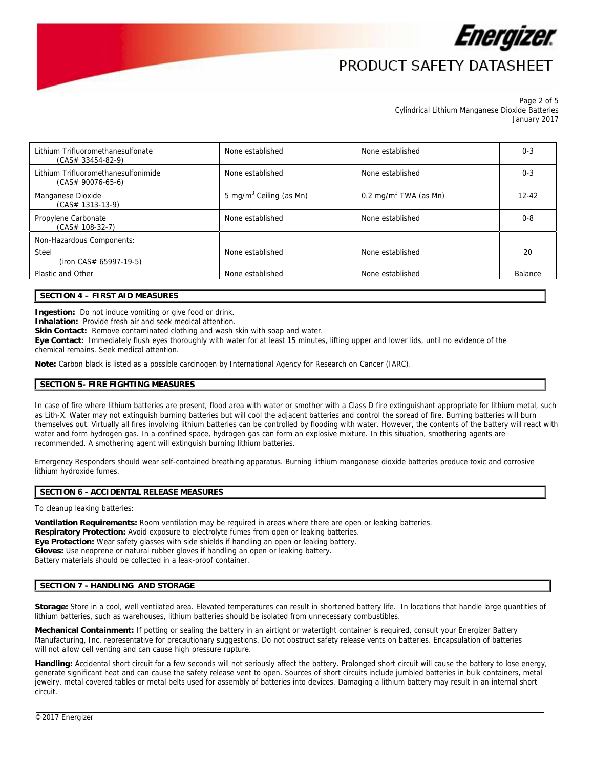| | | | |
|---|---|---|---|
| Lithium Trifluoromethanesulfonate (CAS# 33454-82-9) | None established | None established | 0-3 |
| Lithium Trifluoromethanesulfonimide (CAS# 90076-65-6) | None established | None established | 0-3 |
| Manganese Dioxide (CAS# 1313-13-9) | 5 mg/m$^3$ Ceiling (as Mn) | 0.2 mg/m$^3$ TWA (as Mn) | 12-42 |
| Propylene Carbonate (CAS# 108-32-7) | None established | None established | 0-8 |
| Non-Hazardous Components: | | | |
| Steel (iron CAS# 65997-19-5) | None established | None established | 20 |
| Plastic and Other | None established | None established | Balance |

## SECTION 4 – FIRST AID MEASURES

**Ingestion:** Do not induce vomiting or give food or drink.
**Inhalation:** Provide fresh air and seek medical attention.
**Skin Contact:** Remove contaminated clothing and wash skin with soap and water.
**Eye Contact:** Immediately flush eyes thoroughly with water for at least 15 minutes, lifting upper and lower lids, until no evidence of the chemical remains. Seek medical attention.

**Note:** Carbon black is listed as a possible carcinogen by International Agency for Research on Cancer (IARC).

## SECTION 5- FIRE FIGHTING MEASURES

In case of fire where lithium batteries are present, flood area with water or smother with a Class D fire extinguishant appropriate for lithium metal, such as Lith-X. Water may not extinguish burning batteries but will cool the adjacent batteries and control the spread of fire. Burning batteries will burn themselves out. Virtually all fires involving lithium batteries can be controlled by flooding with water. However, the contents of the battery will react with water and form hydrogen gas. In a confined space, hydrogen gas can form an explosive mixture. In this situation, smothering agents are recommended. A smothering agent will extinguish burning lithium batteries.

Emergency Responders should wear self-contained breathing apparatus. Burning lithium manganese dioxide batteries produce toxic and corrosive lithium hydroxide fumes.

## SECTION 6 - ACCIDENTAL RELEASE MEASURES

To cleanup leaking batteries:

**Ventilation Requirements:** Room ventilation may be required in areas where there are open or leaking batteries.
**Respiratory Protection:** Avoid exposure to electrolyte fumes from open or leaking batteries.
**Eye Protection:** Wear safety glasses with side shields if handling an open or leaking battery.
**Gloves:** Use neoprene or natural rubber gloves if handling an open or leaking battery.
Battery materials should be collected in a leak-proof container.

## SECTION 7 - HANDLING AND STORAGE

**Storage:** Store in a cool, well ventilated area. Elevated temperatures can result in shortened battery life. In locations that handle large quantities of lithium batteries, such as warehouses, lithium batteries should be isolated from unnecessary combustibles.

**Mechanical Containment:** If potting or sealing the battery in an airtight or watertight container is required, consult your Energizer Battery Manufacturing, Inc. representative for precautionary suggestions. Do not obstruct safety release vents on batteries. Encapsulation of batteries will not allow cell venting and can cause high pressure rupture.

**Handling:** Accidental short circuit for a few seconds will not seriously affect the battery. Prolonged short circuit will cause the battery to lose energy, generate significant heat and can cause the safety release vent to open. Sources of short circuits include jumbled batteries in bulk containers, metal jewelry, metal covered tables or metal belts used for assembly of batteries into devices. Damaging a lithium battery may result in an internal short circuit.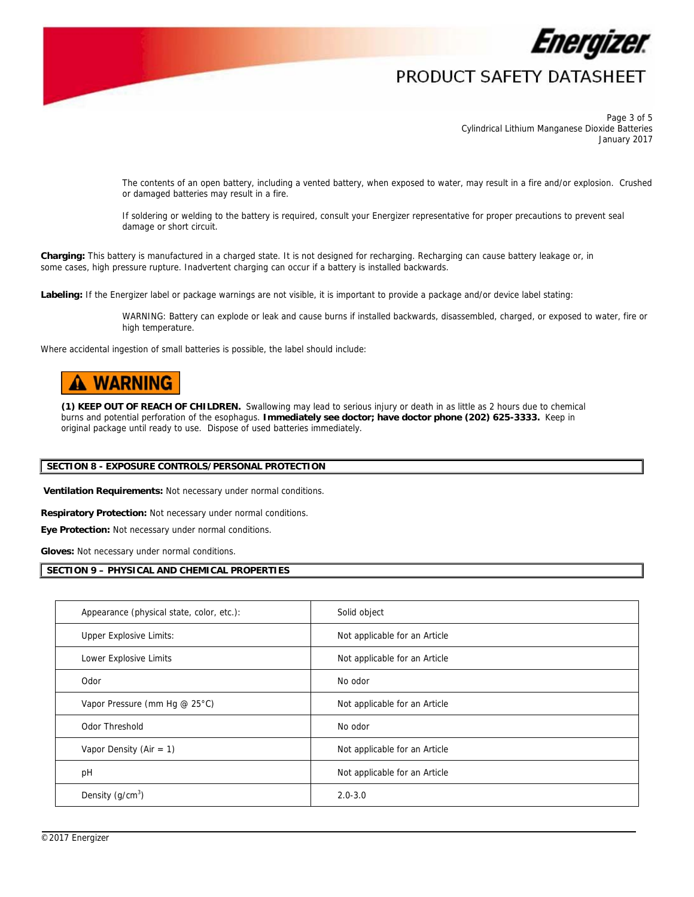The contents of an open battery, including a vented battery, when exposed to water, may result in a fire and/or explosion. Crushed or damaged batteries may result in a fire.

If soldering or welding to the battery is required, consult your Energizer representative for proper precautions to prevent seal damage or short circuit.

**Charging:** This battery is manufactured in a charged state. It is not designed for recharging. Recharging can cause battery leakage or, in some cases, high pressure rupture. Inadvertent charging can occur if a battery is installed backwards.

**Labeling:** If the Energizer label or package warnings are not visible, it is important to provide a package and/or device label stating:

> WARNING: Battery can explode or leak and cause burns if installed backwards, disassembled, charged, or exposed to water, fire or high temperature.

Where accidental ingestion of small batteries is possible, the label should include:

**⚠ WARNING**

**(1) KEEP OUT OF REACH OF CHILDREN.** Swallowing may lead to serious injury or death in as little as 2 hours due to chemical burns and potential perforation of the esophagus. **Immediately see doctor; have doctor phone (202) 625-3333.** Keep in original package until ready to use. Dispose of used batteries immediately.

## SECTION 8 - EXPOSURE CONTROLS/PERSONAL PROTECTION

**Ventilation Requirements:** Not necessary under normal conditions.

**Respiratory Protection:** Not necessary under normal conditions.

**Eye Protection:** Not necessary under normal conditions.

**Gloves:** Not necessary under normal conditions.

## SECTION 9 – PHYSICAL AND CHEMICAL PROPERTIES

| Property | Value |
|---|---|
| Appearance (physical state, color, etc.): | Solid object |
| Upper Explosive Limits: | Not applicable for an Article |
| Lower Explosive Limits | Not applicable for an Article |
| Odor | No odor |
| Vapor Pressure (mm Hg @ 25°C) | Not applicable for an Article |
| Odor Threshold | No odor |
| Vapor Density (Air = 1) | Not applicable for an Article |
| pH | Not applicable for an Article |
| Density (g/cm$^3$) | 2.0-3.0 |

©2017 Energizer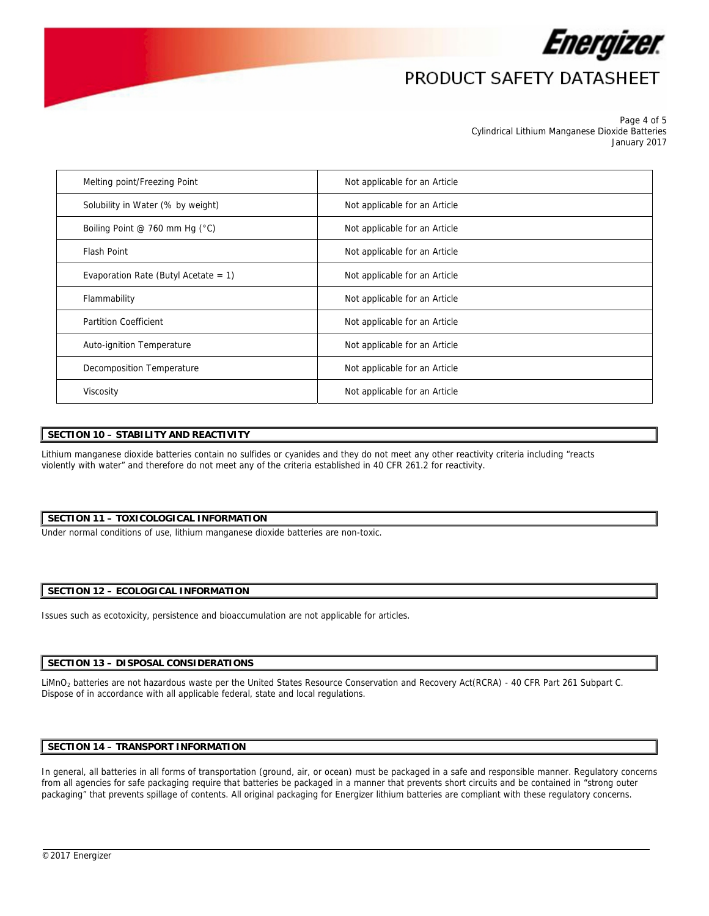| Property | Value |
|---|---|
| Melting point/Freezing Point | Not applicable for an Article |
| Solubility in Water (% by weight) | Not applicable for an Article |
| Boiling Point @ 760 mm Hg (°C) | Not applicable for an Article |
| Flash Point | Not applicable for an Article |
| Evaporation Rate (Butyl Acetate = 1) | Not applicable for an Article |
| Flammability | Not applicable for an Article |
| Partition Coefficient | Not applicable for an Article |
| Auto-ignition Temperature | Not applicable for an Article |
| Decomposition Temperature | Not applicable for an Article |
| Viscosity | Not applicable for an Article |

## SECTION 10 – STABILITY AND REACTIVITY

Lithium manganese dioxide batteries contain no sulfides or cyanides and they do not meet any other reactivity criteria including "reacts violently with water" and therefore do not meet any of the criteria established in 40 CFR 261.2 for reactivity.

## SECTION 11 – TOXICOLOGICAL INFORMATION

Under normal conditions of use, lithium manganese dioxide batteries are non-toxic.

## SECTION 12 – ECOLOGICAL INFORMATION

Issues such as ecotoxicity, persistence and bioaccumulation are not applicable for articles.

## SECTION 13 – DISPOSAL CONSIDERATIONS

$LiMnO_2$ batteries are not hazardous waste per the United States Resource Conservation and Recovery Act(RCRA) - 40 CFR Part 261 Subpart C. Dispose of in accordance with all applicable federal, state and local regulations.

## SECTION 14 – TRANSPORT INFORMATION

In general, all batteries in all forms of transportation (ground, air, or ocean) must be packaged in a safe and responsible manner. Regulatory concerns from all agencies for safe packaging require that batteries be packaged in a manner that prevents short circuits and be contained in "strong outer packaging" that prevents spillage of contents. All original packaging for Energizer lithium batteries are compliant with these regulatory concerns.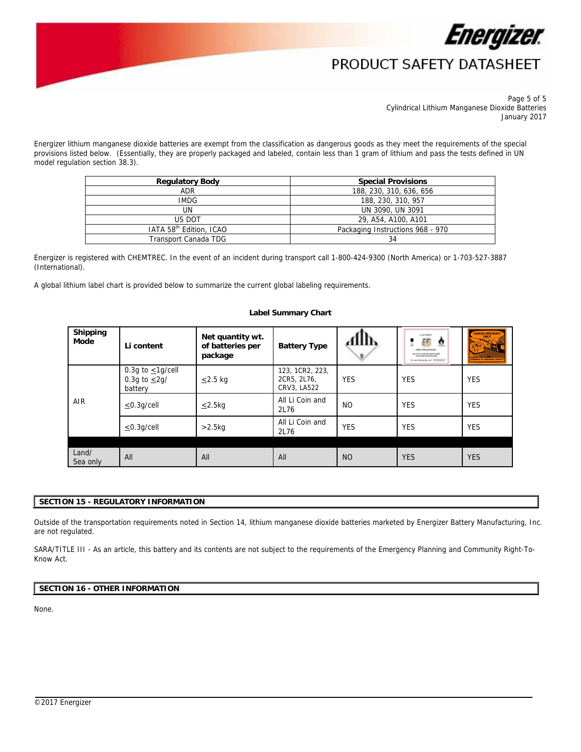Energizer lithium manganese dioxide batteries are exempt from the classification as dangerous goods as they meet the requirements of the special provisions listed below. (Essentially, they are properly packaged and labeled, contain less than 1 gram of lithium and pass the tests defined in UN model regulation section 38.3).

| Regulatory Body | Special Provisions |
|---|---|
| ADR | 188, 230, 310, 636, 656 |
| IMDG | 188, 230, 310, 957 |
| UN | UN 3090, UN 3091 |
| US DOT | 29, A54, A100, A101 |
| IATA 58th Edition, ICAO | Packaging Instructions 968 - 970 |
| Transport Canada TDG | 34 |

Energizer is registered with CHEMTREC. In the event of an incident during transport call 1-800-424-9300 (North America) or 1-703-527-3887 (International).

A global lithium label chart is provided below to summarize the current global labeling requirements.

**Label Summary Chart**

| Shipping Mode | Li content | Net quantity wt. of batteries per package | Battery Type | Class 9 label | Lithium battery handling label | Cargo Aircraft Only label |
|---|---|---|---|---|---|---|
| AIR | 0.3g to ≤1g/cell 0.3g to ≤2g/ battery | ≤2.5 kg | 123, 1CR2, 223, 2CR5, 2L76, CRV3, LA522 | YES | YES | YES |
| | ≤0.3g/cell | ≤2.5kg | All Li Coin and 2L76 | NO | YES | YES |
| | ≤0.3g/cell | >2.5kg | All Li Coin and 2L76 | YES | YES | YES |
| Land/ Sea only | All | All | All | NO | YES | YES |

## SECTION 15 - REGULATORY INFORMATION

Outside of the transportation requirements noted in Section 14, lithium manganese dioxide batteries marketed by Energizer Battery Manufacturing, Inc. are not regulated.

SARA/TITLE III - As an article, this battery and its contents are not subject to the requirements of the Emergency Planning and Community Right-To-Know Act.

## SECTION 16 - OTHER INFORMATION

None.